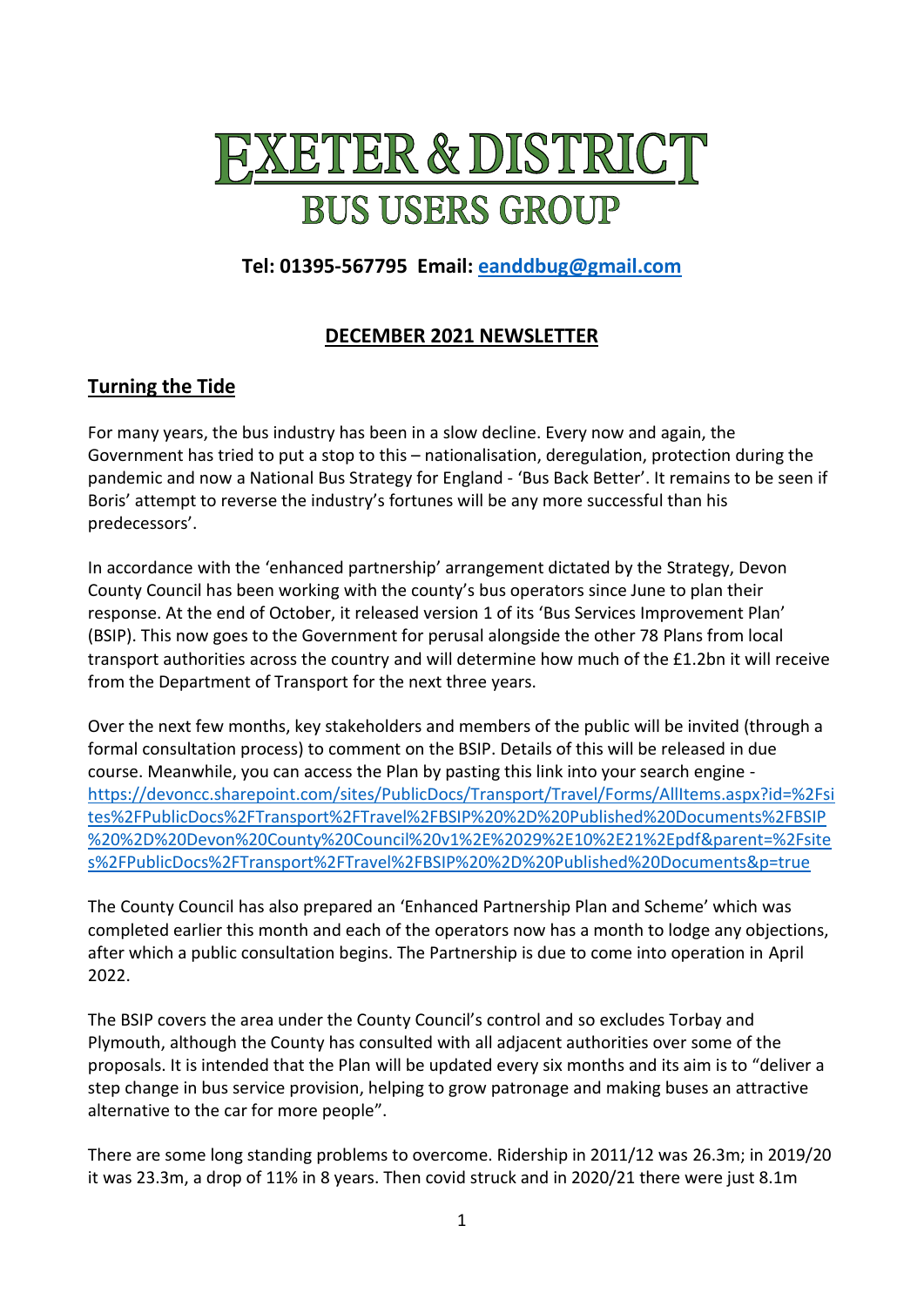# EXETER & DISTRICT BUS USERS GROUP

**Tel: 01395-567795 Email: [eanddbug@gmail.com](mailto:eanddbug@gmail.com)**

## DECEMBER 2021 NEWSLETTER

## Turning the Tide

For many years, the bus industry has been in a slow decline. Every now and again, the Government has tried to put a stop to this – nationalisation, deregulation, protection during the pandemic and now a National Bus Strategy for England - 'Bus Back Better'. It remains to be seen if Boris' attempt to reverse the industry's fortunes will be any more successful than his predecessors'.

In accordance with the 'enhanced partnership' arrangement dictated by the Strategy, Devon County Council has been working with the county's bus operators since June to plan their response. At the end of October, it released version 1 of its 'Bus Services Improvement Plan' (BSIP). This now goes to the Government for perusal alongside the other 78 Plans from local transport authorities across the country and will determine how much of the £1.2bn it will receive from the Department of Transport for the next three years.

Over the next few months, key stakeholders and members of the public will be invited (through a formal consultation process) to comment on the BSIP. Details of this will be released in due course. Meanwhile, you can access the Plan by pasting this link into your search engine - https://devoncc.sharepoint.com/sites/PublicDocs/Transport/Travel/Forms/AllItems.aspx?id=%2Fsites%2FPublicDocs%2FTransport%2FTravel%2FBSIP%20%2D%20Published%20Documents%2FBSIP%20%2D%20Devon%20County%20Council%20v1%2E%2029%2E10%2E21%2Epdf&parent=%2Fsites%2FPublicDocs%2FTransport%2FTravel%2FBSIP%20%2D%20Published%20Documents&p=true

The County Council has also prepared an 'Enhanced Partnership Plan and Scheme' which was completed earlier this month and each of the operators now has a month to lodge any objections, after which a public consultation begins. The Partnership is due to come into operation in April 2022.

The BSIP covers the area under the County Council's control and so excludes Torbay and Plymouth, although the County has consulted with all adjacent authorities over some of the proposals. It is intended that the Plan will be updated every six months and its aim is to "deliver a step change in bus service provision, helping to grow patronage and making buses an attractive alternative to the car for more people".

There are some long standing problems to overcome. Ridership in 2011/12 was 26.3m; in 2019/20 it was 23.3m, a drop of 11% in 8 years. Then covid struck and in 2020/21 there were just 8.1m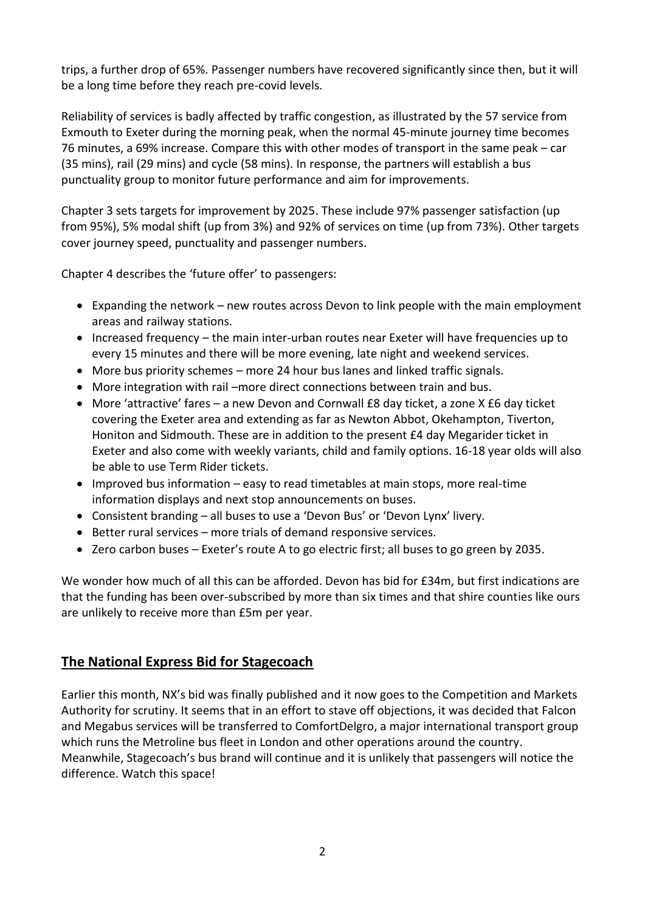trips, a further drop of 65%. Passenger numbers have recovered significantly since then, but it will be a long time before they reach pre-covid levels.

Reliability of services is badly affected by traffic congestion, as illustrated by the 57 service from Exmouth to Exeter during the morning peak, when the normal 45-minute journey time becomes 76 minutes, a 69% increase. Compare this with other modes of transport in the same peak – car (35 mins), rail (29 mins) and cycle (58 mins). In response, the partners will establish a bus punctuality group to monitor future performance and aim for improvements.

Chapter 3 sets targets for improvement by 2025. These include 97% passenger satisfaction (up from 95%), 5% modal shift (up from 3%) and 92% of services on time (up from 73%). Other targets cover journey speed, punctuality and passenger numbers.

Chapter 4 describes the 'future offer' to passengers:

- Expanding the network – new routes across Devon to link people with the main employment areas and railway stations.
- Increased frequency – the main inter-urban routes near Exeter will have frequencies up to every 15 minutes and there will be more evening, late night and weekend services.
- More bus priority schemes – more 24 hour bus lanes and linked traffic signals.
- More integration with rail –more direct connections between train and bus.
- More 'attractive' fares – a new Devon and Cornwall £8 day ticket, a zone X £6 day ticket covering the Exeter area and extending as far as Newton Abbot, Okehampton, Tiverton, Honiton and Sidmouth. These are in addition to the present £4 day Megarider ticket in Exeter and also come with weekly variants, child and family options. 16-18 year olds will also be able to use Term Rider tickets.
- Improved bus information – easy to read timetables at main stops, more real-time information displays and next stop announcements on buses.
- Consistent branding – all buses to use a 'Devon Bus' or 'Devon Lynx' livery.
- Better rural services – more trials of demand responsive services.
- Zero carbon buses – Exeter's route A to go electric first; all buses to go green by 2035.

We wonder how much of all this can be afforded. Devon has bid for £34m, but first indications are that the funding has been over-subscribed by more than six times and that shire counties like ours are unlikely to receive more than £5m per year.

## The National Express Bid for Stagecoach

Earlier this month, NX's bid was finally published and it now goes to the Competition and Markets Authority for scrutiny. It seems that in an effort to stave off objections, it was decided that Falcon and Megabus services will be transferred to ComfortDelgro, a major international transport group which runs the Metroline bus fleet in London and other operations around the country. Meanwhile, Stagecoach's bus brand will continue and it is unlikely that passengers will notice the difference. Watch this space!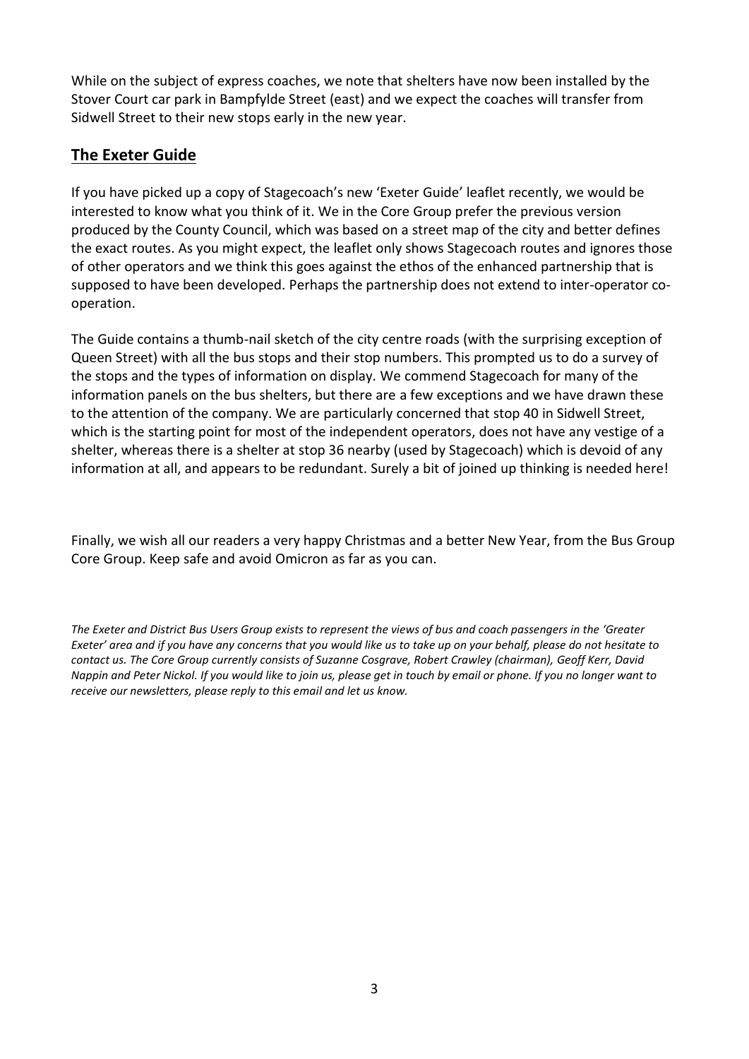While on the subject of express coaches, we note that shelters have now been installed by the Stover Court car park in Bampfylde Street (east) and we expect the coaches will transfer from Sidwell Street to their new stops early in the new year.

## The Exeter Guide

If you have picked up a copy of Stagecoach's new 'Exeter Guide' leaflet recently, we would be interested to know what you think of it. We in the Core Group prefer the previous version produced by the County Council, which was based on a street map of the city and better defines the exact routes. As you might expect, the leaflet only shows Stagecoach routes and ignores those of other operators and we think this goes against the ethos of the enhanced partnership that is supposed to have been developed. Perhaps the partnership does not extend to inter-operator co-operation.

The Guide contains a thumb-nail sketch of the city centre roads (with the surprising exception of Queen Street) with all the bus stops and their stop numbers. This prompted us to do a survey of the stops and the types of information on display. We commend Stagecoach for many of the information panels on the bus shelters, but there are a few exceptions and we have drawn these to the attention of the company. We are particularly concerned that stop 40 in Sidwell Street, which is the starting point for most of the independent operators, does not have any vestige of a shelter, whereas there is a shelter at stop 36 nearby (used by Stagecoach) which is devoid of any information at all, and appears to be redundant. Surely a bit of joined up thinking is needed here!

Finally, we wish all our readers a very happy Christmas and a better New Year, from the Bus Group Core Group. Keep safe and avoid Omicron as far as you can.

*The Exeter and District Bus Users Group exists to represent the views of bus and coach passengers in the 'Greater Exeter' area and if you have any concerns that you would like us to take up on your behalf, please do not hesitate to contact us. The Core Group currently consists of Suzanne Cosgrave, Robert Crawley (chairman), Geoff Kerr, David Nappin and Peter Nickol. If you would like to join us, please get in touch by email or phone. If you no longer want to receive our newsletters, please reply to this email and let us know.*